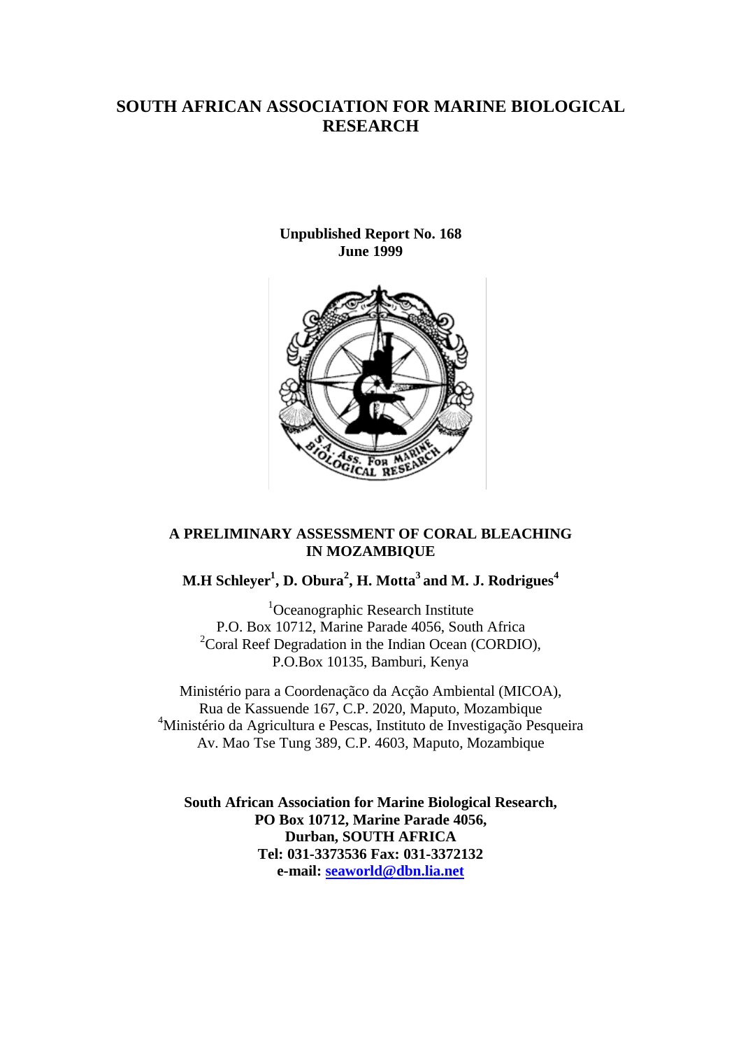# SOUTH AFRICAN ASSOCIATION FOR MARINE BIOLOGICAL RESEARCH

**Unpublished Report No. 168**
**June 1999**

## A PRELIMINARY ASSESSMENT OF CORAL BLEACHING IN MOZAMBIQUE

**M.H Schleyer[1], D. Obura[2], H. Motta[3] and M. J. Rodrigues[4]**

[1]Oceanographic Research Institute
P.O. Box 10712, Marine Parade 4056, South Africa
[2]Coral Reef Degradation in the Indian Ocean (CORDIO),
P.O.Box 10135, Bamburi, Kenya

Ministério para a Coordenaçâo da Acção Ambiental (MICOA),
Rua de Kassuende 167, C.P. 2020, Maputo, Mozambique
[4]Ministério da Agricultura e Pescas, Instituto de Investigação Pesqueira
Av. Mao Tse Tung 389, C.P. 4603, Maputo, Mozambique

**South African Association for Marine Biological Research,**
**PO Box 10712, Marine Parade 4056,**
**Durban, SOUTH AFRICA**
**Tel: 031-3373536 Fax: 031-3372132**
**e-mail: seaworld@dbn.lia.net**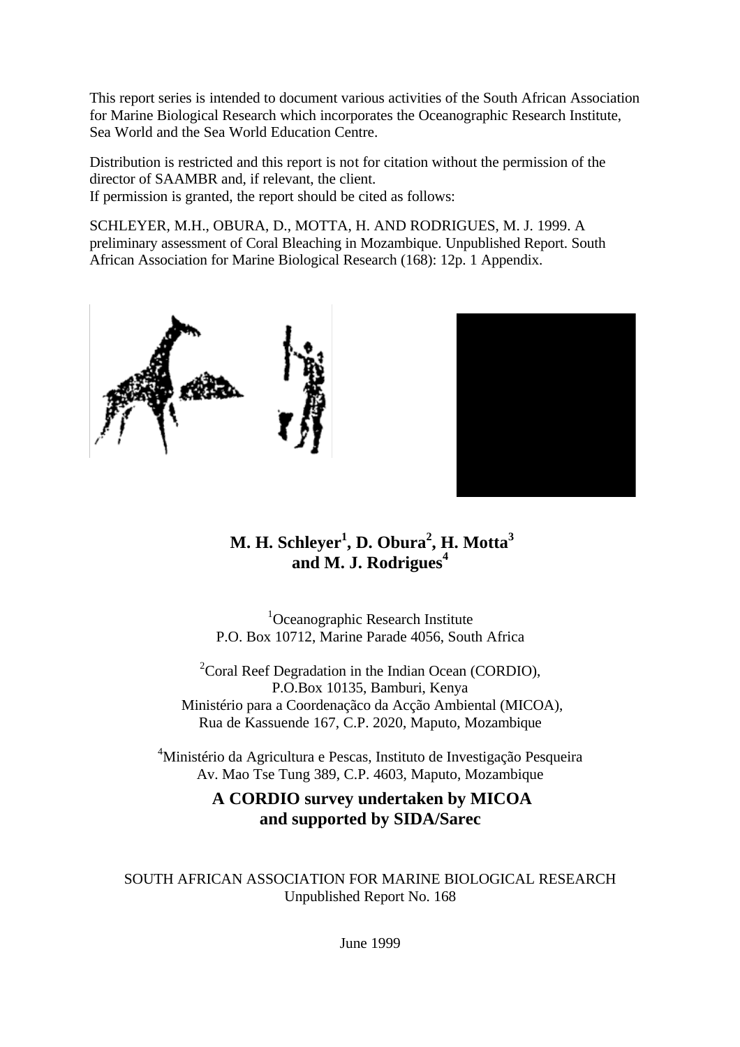This report series is intended to document various activities of the South African Association for Marine Biological Research which incorporates the Oceanographic Research Institute, Sea World and the Sea World Education Centre.

Distribution is restricted and this report is not for citation without the permission of the director of SAAMBR and, if relevant, the client.
If permission is granted, the report should be cited as follows:

SCHLEYER, M.H., OBURA, D., MOTTA, H. AND RODRIGUES, M. J. 1999. A preliminary assessment of Coral Bleaching in Mozambique. Unpublished Report. South African Association for Marine Biological Research (168): 12p. 1 Appendix.

**M. H. Schleyer[1], D. Obura[2], H. Motta[3] and M. J. Rodrigues[4]**

[1]Oceanographic Research Institute
P.O. Box 10712, Marine Parade 4056, South Africa

[2]Coral Reef Degradation in the Indian Ocean (CORDIO),
P.O.Box 10135, Bamburi, Kenya
Ministério para a Coordenaçãco da Acção Ambiental (MICOA),
Rua de Kassuende 167, C.P. 2020, Maputo, Mozambique

[4]Ministério da Agricultura e Pescas, Instituto de Investigação Pesqueira
Av. Mao Tse Tung 389, C.P. 4603, Maputo, Mozambique

**A CORDIO survey undertaken by MICOA and supported by SIDA/Sarec**

SOUTH AFRICAN ASSOCIATION FOR MARINE BIOLOGICAL RESEARCH
Unpublished Report No. 168

June 1999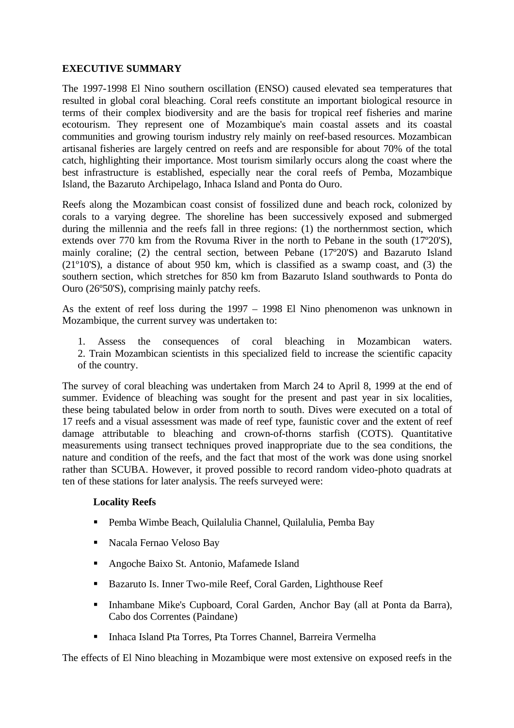**EXECUTIVE SUMMARY**

The 1997-1998 El Nino southern oscillation (ENSO) caused elevated sea temperatures that resulted in global coral bleaching. Coral reefs constitute an important biological resource in terms of their complex biodiversity and are the basis for tropical reef fisheries and marine ecotourism. They represent one of Mozambique's main coastal assets and its coastal communities and growing tourism industry rely mainly on reef-based resources. Mozambican artisanal fisheries are largely centred on reefs and are responsible for about 70% of the total catch, highlighting their importance. Most tourism similarly occurs along the coast where the best infrastructure is established, especially near the coral reefs of Pemba, Mozambique Island, the Bazaruto Archipelago, Inhaca Island and Ponta do Ouro.

Reefs along the Mozambican coast consist of fossilized dune and beach rock, colonized by corals to a varying degree. The shoreline has been successively exposed and submerged during the millennia and the reefs fall in three regions: (1) the northernmost section, which extends over 770 km from the Rovuma River in the north to Pebane in the south (17º20'S), mainly coraline; (2) the central section, between Pebane (17º20'S) and Bazaruto Island (21º10'S), a distance of about 950 km, which is classified as a swamp coast, and (3) the southern section, which stretches for 850 km from Bazaruto Island southwards to Ponta do Ouro (26º50'S), comprising mainly patchy reefs.

As the extent of reef loss during the 1997 – 1998 El Nino phenomenon was unknown in Mozambique, the current survey was undertaken to:

1. Assess the consequences of coral bleaching in Mozambican waters.
2. Train Mozambican scientists in this specialized field to increase the scientific capacity of the country.

The survey of coral bleaching was undertaken from March 24 to April 8, 1999 at the end of summer. Evidence of bleaching was sought for the present and past year in six localities, these being tabulated below in order from north to south. Dives were executed on a total of 17 reefs and a visual assessment was made of reef type, faunistic cover and the extent of reef damage attributable to bleaching and crown-of-thorns starfish (COTS). Quantitative measurements using transect techniques proved inappropriate due to the sea conditions, the nature and condition of the reefs, and the fact that most of the work was done using snorkel rather than SCUBA. However, it proved possible to record random video-photo quadrats at ten of these stations for later analysis. The reefs surveyed were:

**Locality Reefs**

- Pemba Wimbe Beach, Quilalulia Channel, Quilalulia, Pemba Bay
- Nacala Fernao Veloso Bay
- Angoche Baixo St. Antonio, Mafamede Island
- Bazaruto Is. Inner Two-mile Reef, Coral Garden, Lighthouse Reef
- Inhambane Mike's Cupboard, Coral Garden, Anchor Bay (all at Ponta da Barra), Cabo dos Correntes (Paindane)
- Inhaca Island Pta Torres, Pta Torres Channel, Barreira Vermelha

The effects of El Nino bleaching in Mozambique were most extensive on exposed reefs in the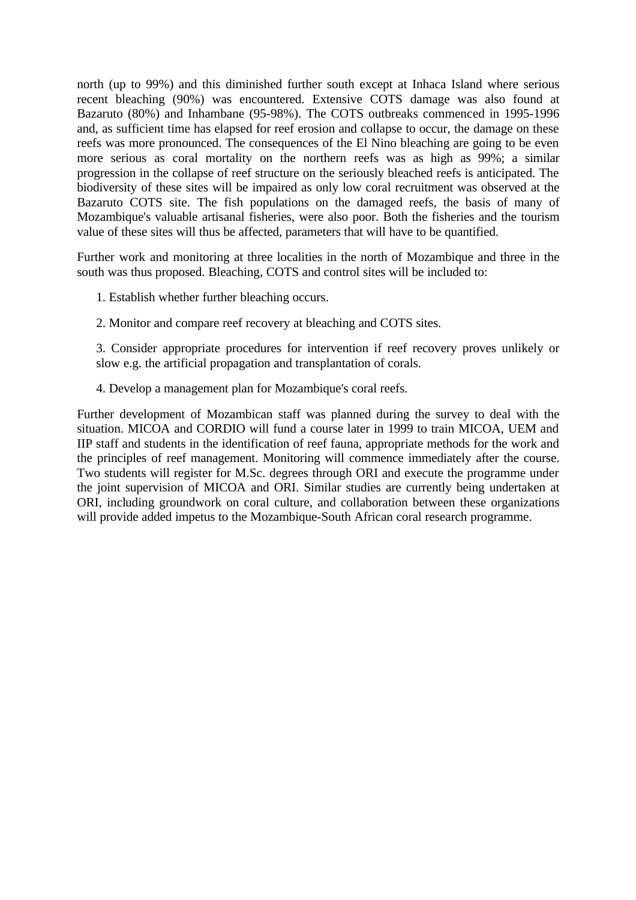north (up to 99%) and this diminished further south except at Inhaca Island where serious recent bleaching (90%) was encountered. Extensive COTS damage was also found at Bazaruto (80%) and Inhambane (95-98%). The COTS outbreaks commenced in 1995-1996 and, as sufficient time has elapsed for reef erosion and collapse to occur, the damage on these reefs was more pronounced. The consequences of the El Nino bleaching are going to be even more serious as coral mortality on the northern reefs was as high as 99%; a similar progression in the collapse of reef structure on the seriously bleached reefs is anticipated. The biodiversity of these sites will be impaired as only low coral recruitment was observed at the Bazaruto COTS site. The fish populations on the damaged reefs, the basis of many of Mozambique's valuable artisanal fisheries, were also poor. Both the fisheries and the tourism value of these sites will thus be affected, parameters that will have to be quantified.

Further work and monitoring at three localities in the north of Mozambique and three in the south was thus proposed. Bleaching, COTS and control sites will be included to:

1. Establish whether further bleaching occurs.
2. Monitor and compare reef recovery at bleaching and COTS sites.
3. Consider appropriate procedures for intervention if reef recovery proves unlikely or slow e.g. the artificial propagation and transplantation of corals.
4. Develop a management plan for Mozambique's coral reefs.

Further development of Mozambican staff was planned during the survey to deal with the situation. MICOA and CORDIO will fund a course later in 1999 to train MICOA, UEM and IIP staff and students in the identification of reef fauna, appropriate methods for the work and the principles of reef management. Monitoring will commence immediately after the course. Two students will register for M.Sc. degrees through ORI and execute the programme under the joint supervision of MICOA and ORI. Similar studies are currently being undertaken at ORI, including groundwork on coral culture, and collaboration between these organizations will provide added impetus to the Mozambique-South African coral research programme.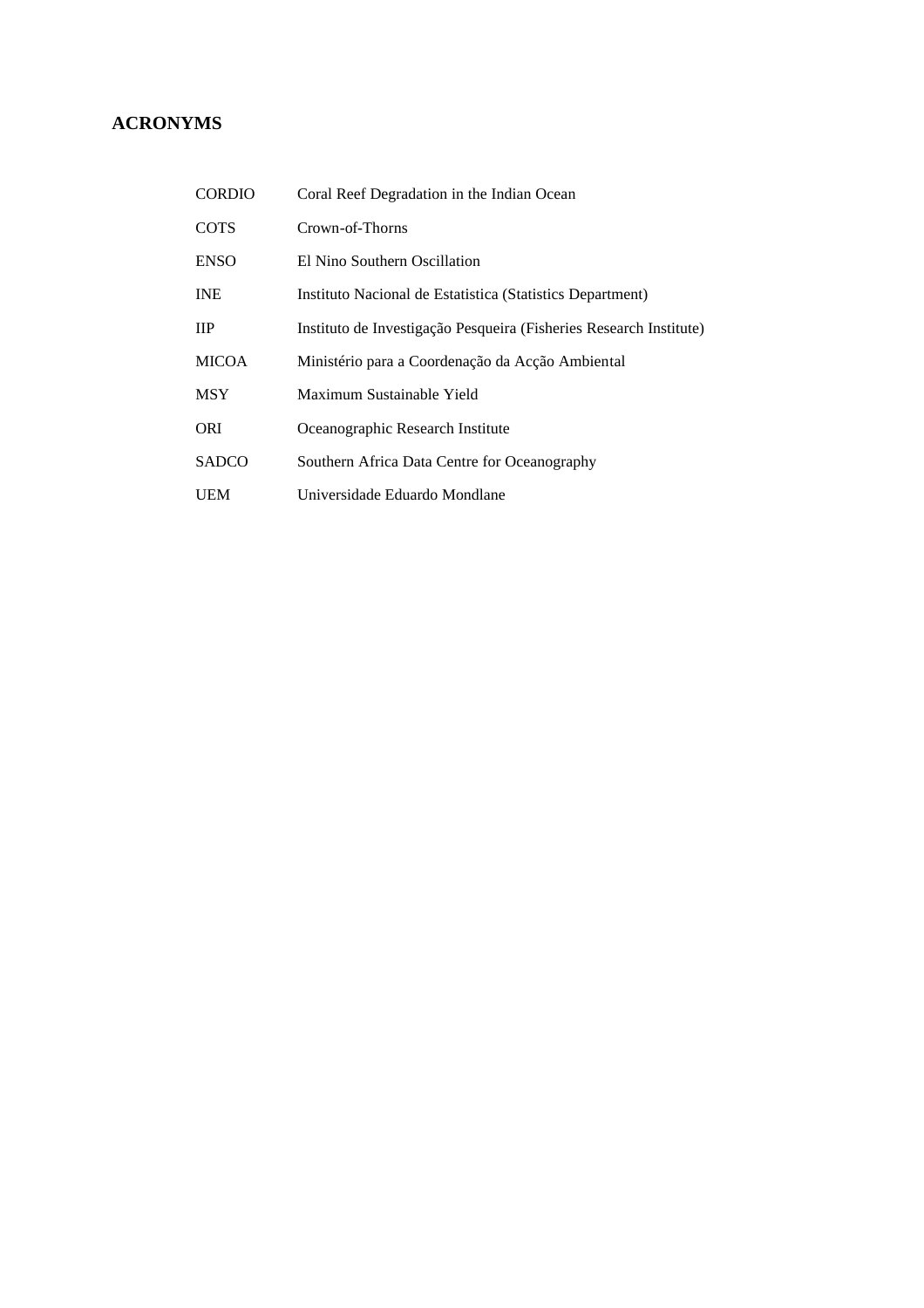## ACRONYMS

| | |
|---|---|
| CORDIO | Coral Reef Degradation in the Indian Ocean |
| COTS | Crown-of-Thorns |
| ENSO | El Nino Southern Oscillation |
| INE | Instituto Nacional de Estatistica (Statistics Department) |
| IIP | Instituto de Investigação Pesqueira (Fisheries Research Institute) |
| MICOA | Ministério para a Coordenação da Acção Ambiental |
| MSY | Maximum Sustainable Yield |
| ORI | Oceanographic Research Institute |
| SADCO | Southern Africa Data Centre for Oceanography |
| UEM | Universidade Eduardo Mondlane |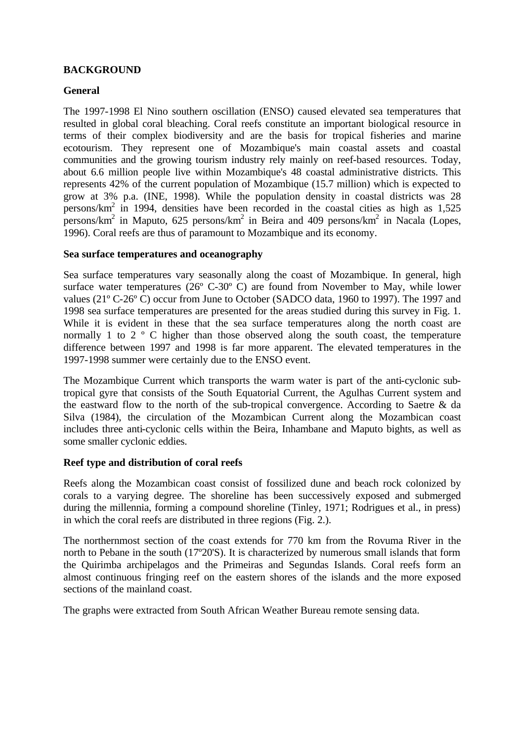## BACKGROUND

### General

The 1997-1998 El Nino southern oscillation (ENSO) caused elevated sea temperatures that resulted in global coral bleaching. Coral reefs constitute an important biological resource in terms of their complex biodiversity and are the basis for tropical fisheries and marine ecotourism. They represent one of Mozambique's main coastal assets and coastal communities and the growing tourism industry rely mainly on reef-based resources. Today, about 6.6 million people live within Mozambique's 48 coastal administrative districts. This represents 42% of the current population of Mozambique (15.7 million) which is expected to grow at 3% p.a. (INE, 1998). While the population density in coastal districts was 28 persons/km$^2$ in 1994, densities have been recorded in the coastal cities as high as 1,525 persons/km$^2$ in Maputo, 625 persons/km$^2$ in Beira and 409 persons/km$^2$ in Nacala (Lopes, 1996). Coral reefs are thus of paramount to Mozambique and its economy.

### Sea surface temperatures and oceanography

Sea surface temperatures vary seasonally along the coast of Mozambique. In general, high surface water temperatures (26º C-30º C) are found from November to May, while lower values (21º C-26º C) occur from June to October (SADCO data, 1960 to 1997). The 1997 and 1998 sea surface temperatures are presented for the areas studied during this survey in Fig. 1. While it is evident in these that the sea surface temperatures along the north coast are normally 1 to 2 º C higher than those observed along the south coast, the temperature difference between 1997 and 1998 is far more apparent. The elevated temperatures in the 1997-1998 summer were certainly due to the ENSO event.

The Mozambique Current which transports the warm water is part of the anti-cyclonic sub-tropical gyre that consists of the South Equatorial Current, the Agulhas Current system and the eastward flow to the north of the sub-tropical convergence. According to Saetre & da Silva (1984), the circulation of the Mozambican Current along the Mozambican coast includes three anti-cyclonic cells within the Beira, Inhambane and Maputo bights, as well as some smaller cyclonic eddies.

### Reef type and distribution of coral reefs

Reefs along the Mozambican coast consist of fossilized dune and beach rock colonized by corals to a varying degree. The shoreline has been successively exposed and submerged during the millennia, forming a compound shoreline (Tinley, 1971; Rodrigues et al., in press) in which the coral reefs are distributed in three regions (Fig. 2.).

The northernmost section of the coast extends for 770 km from the Rovuma River in the north to Pebane in the south (17º20'S). It is characterized by numerous small islands that form the Quirimba archipelagos and the Primeiras and Segundas Islands. Coral reefs form an almost continuous fringing reef on the eastern shores of the islands and the more exposed sections of the mainland coast.

The graphs were extracted from South African Weather Bureau remote sensing data.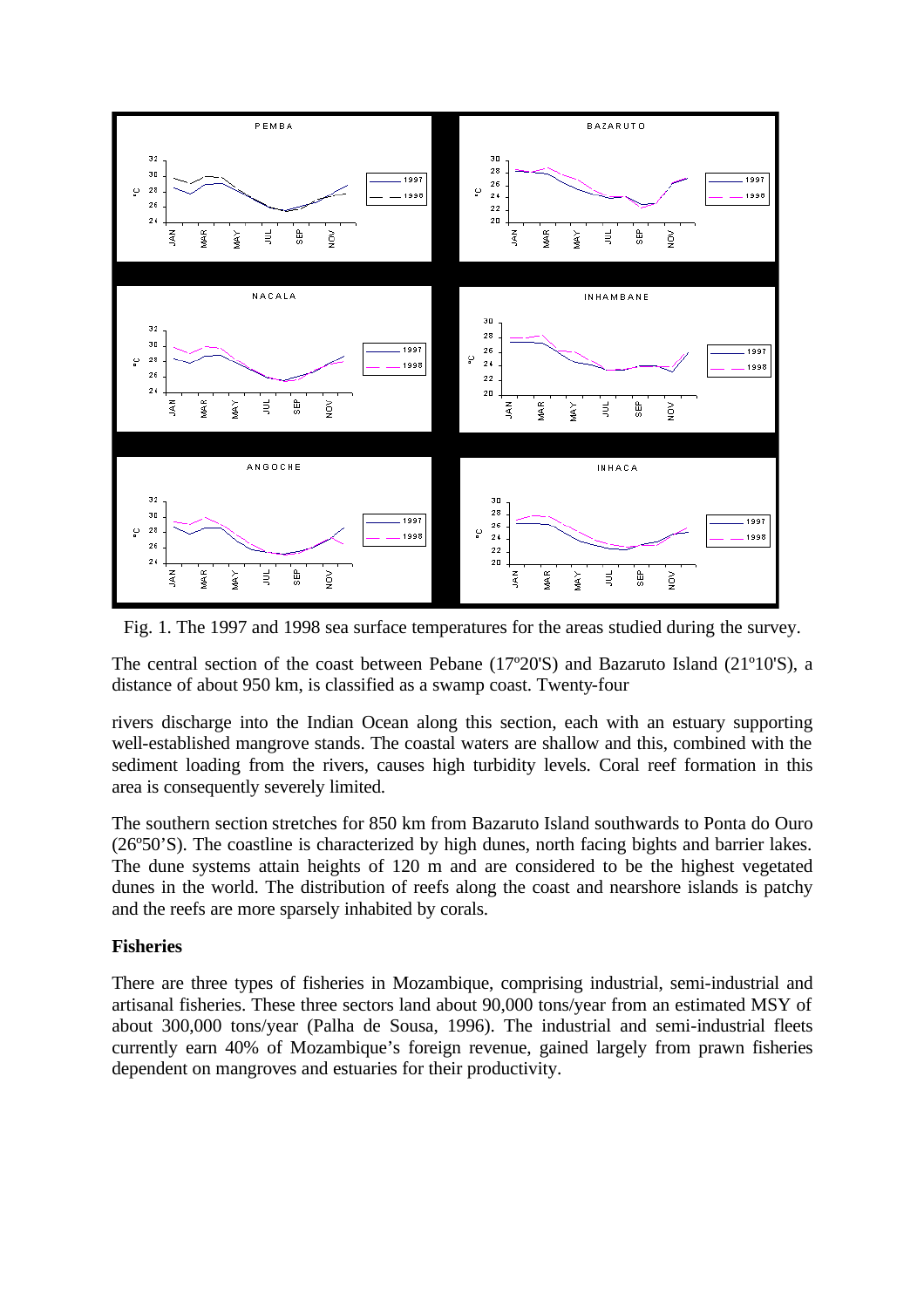Fig. 1. The 1997 and 1998 sea surface temperatures for the areas studied during the survey.

The central section of the coast between Pebane (17º20'S) and Bazaruto Island (21º10'S), a distance of about 950 km, is classified as a swamp coast. Twenty-four rivers discharge into the Indian Ocean along this section, each with an estuary supporting well-established mangrove stands. The coastal waters are shallow and this, combined with the sediment loading from the rivers, causes high turbidity levels. Coral reef formation in this area is consequently severely limited.

The southern section stretches for 850 km from Bazaruto Island southwards to Ponta do Ouro (26º50'S). The coastline is characterized by high dunes, north facing bights and barrier lakes. The dune systems attain heights of 120 m and are considered to be the highest vegetated dunes in the world. The distribution of reefs along the coast and nearshore islands is patchy and the reefs are more sparsely inhabited by corals.

## Fisheries

There are three types of fisheries in Mozambique, comprising industrial, semi-industrial and artisanal fisheries. These three sectors land about 90,000 tons/year from an estimated MSY of about 300,000 tons/year (Palha de Sousa, 1996). The industrial and semi-industrial fleets currently earn 40% of Mozambique's foreign revenue, gained largely from prawn fisheries dependent on mangroves and estuaries for their productivity.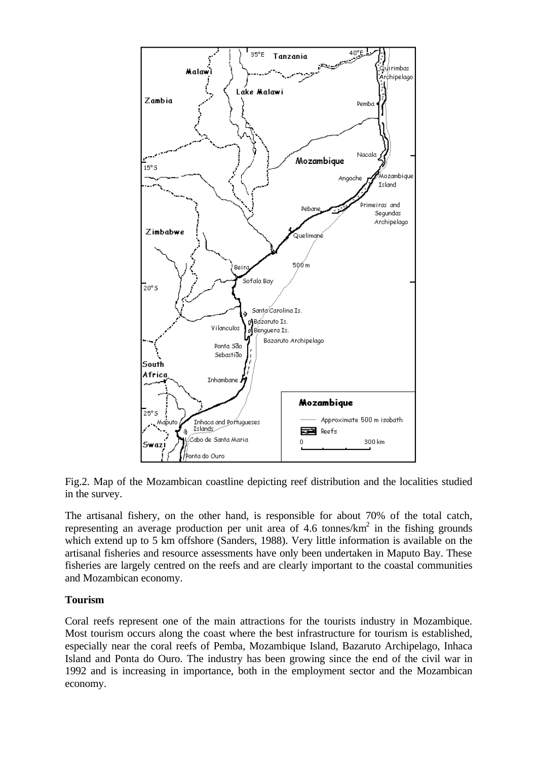Fig.2. Map of the Mozambican coastline depicting reef distribution and the localities studied in the survey.

The artisanal fishery, on the other hand, is responsible for about 70% of the total catch, representing an average production per unit area of 4.6 tonnes/km$^2$ in the fishing grounds which extend up to 5 km offshore (Sanders, 1988). Very little information is available on the artisanal fisheries and resource assessments have only been undertaken in Maputo Bay. These fisheries are largely centred on the reefs and are clearly important to the coastal communities and Mozambican economy.

**Tourism**

Coral reefs represent one of the main attractions for the tourists industry in Mozambique. Most tourism occurs along the coast where the best infrastructure for tourism is established, especially near the coral reefs of Pemba, Mozambique Island, Bazaruto Archipelago, Inhaca Island and Ponta do Ouro. The industry has been growing since the end of the civil war in 1992 and is increasing in importance, both in the employment sector and the Mozambican economy.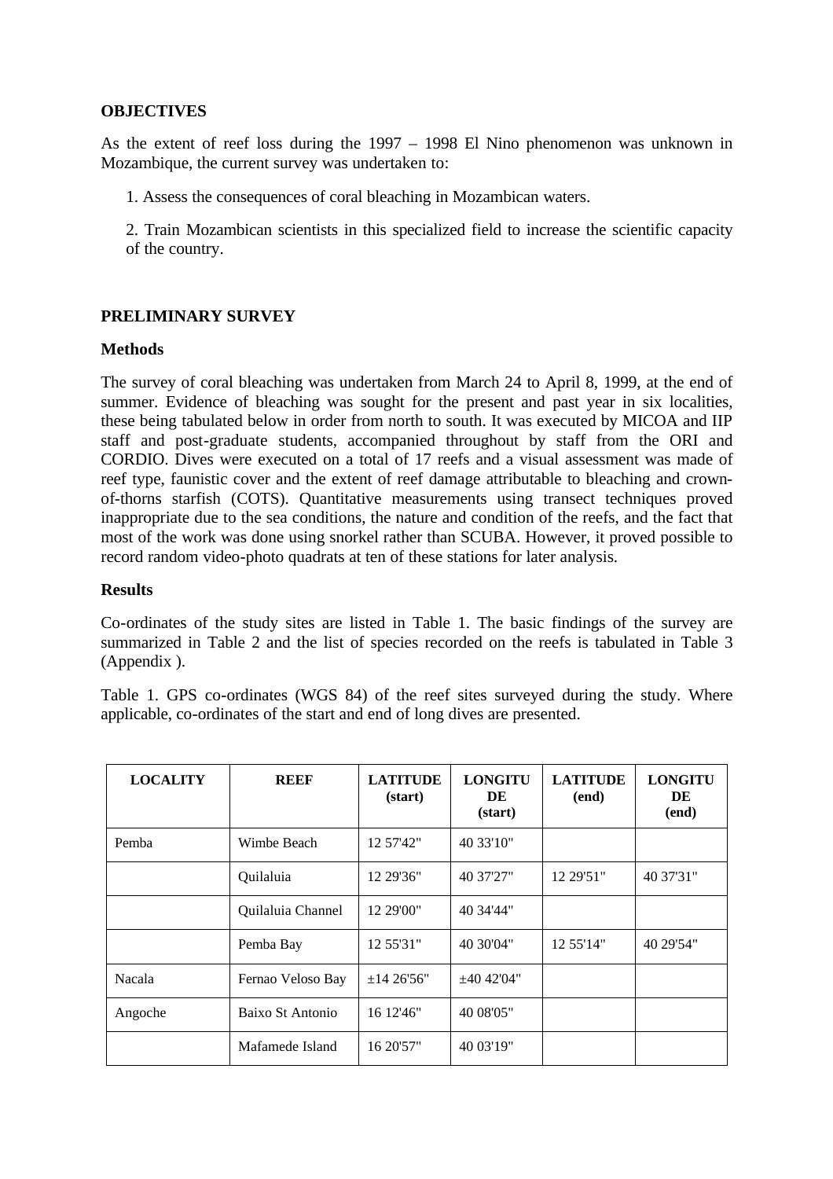**OBJECTIVES**

As the extent of reef loss during the 1997 – 1998 El Nino phenomenon was unknown in Mozambique, the current survey was undertaken to:

1. Assess the consequences of coral bleaching in Mozambican waters.

2. Train Mozambican scientists in this specialized field to increase the scientific capacity of the country.

**PRELIMINARY SURVEY**

**Methods**

The survey of coral bleaching was undertaken from March 24 to April 8, 1999, at the end of summer. Evidence of bleaching was sought for the present and past year in six localities, these being tabulated below in order from north to south. It was executed by MICOA and IIP staff and post-graduate students, accompanied throughout by staff from the ORI and CORDIO. Dives were executed on a total of 17 reefs and a visual assessment was made of reef type, faunistic cover and the extent of reef damage attributable to bleaching and crown-of-thorns starfish (COTS). Quantitative measurements using transect techniques proved inappropriate due to the sea conditions, the nature and condition of the reefs, and the fact that most of the work was done using snorkel rather than SCUBA. However, it proved possible to record random video-photo quadrats at ten of these stations for later analysis.

**Results**

Co-ordinates of the study sites are listed in Table 1. The basic findings of the survey are summarized in Table 2 and the list of species recorded on the reefs is tabulated in Table 3 (Appendix ).

Table 1. GPS co-ordinates (WGS 84) of the reef sites surveyed during the study. Where applicable, co-ordinates of the start and end of long dives are presented.

| LOCALITY | REEF | LATITUDE (start) | LONGITUDE (start) | LATITUDE (end) | LONGITUDE (end) |
|---|---|---|---|---|---|
| Pemba | Wimbe Beach | 12 57'42" | 40 33'10" | | |
| | Quilaluia | 12 29'36" | 40 37'27" | 12 29'51" | 40 37'31" |
| | Quilaluia Channel | 12 29'00" | 40 34'44" | | |
| | Pemba Bay | 12 55'31" | 40 30'04" | 12 55'14" | 40 29'54" |
| Nacala | Fernao Veloso Bay | ±14 26'56" | ±40 42'04" | | |
| Angoche | Baixo St Antonio | 16 12'46" | 40 08'05" | | |
| | Mafamede Island | 16 20'57" | 40 03'19" | | |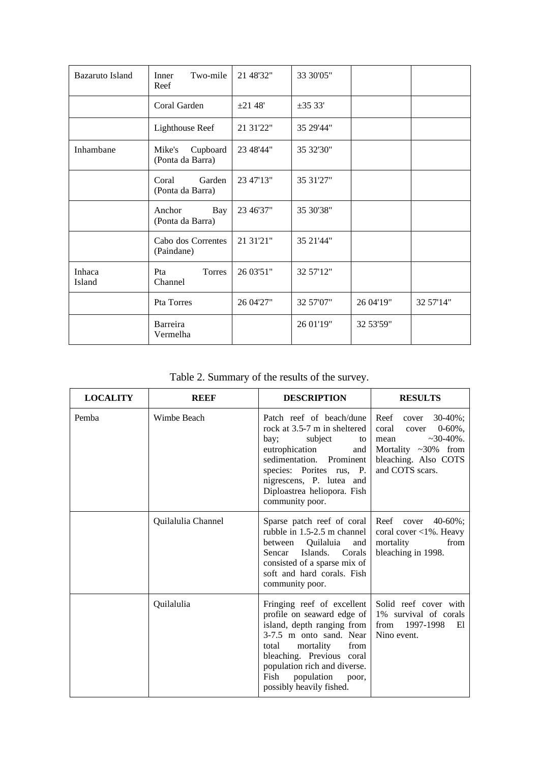| Bazaruto Island | Inner Two-mile Reef | 21 48'32" | 33 30'05" | | |
|---|---|---|---|---|---|
| | Coral Garden | ±21 48' | ±35 33' | | |
| | Lighthouse Reef | 21 31'22" | 35 29'44" | | |
| Inhambane | Mike's Cupboard (Ponta da Barra) | 23 48'44" | 35 32'30" | | |
| | Coral Garden (Ponta da Barra) | 23 47'13" | 35 31'27" | | |
| | Anchor Bay (Ponta da Barra) | 23 46'37" | 35 30'38" | | |
| | Cabo dos Correntes (Paindane) | 21 31'21" | 35 21'44" | | |
| Inhaca Island | Pta Torres Channel | 26 03'51" | 32 57'12" | | |
| | Pta Torres | 26 04'27" | 32 57'07" | 26 04'19" | 32 57'14" |
| | Barreira Vermelha | | 26 01'19" | 32 53'59" | |

Table 2. Summary of the results of the survey.

| LOCALITY | REEF | DESCRIPTION | RESULTS |
|---|---|---|---|
| Pemba | Wimbe Beach | Patch reef of beach/dune rock at 3.5-7 m in sheltered bay; subject to eutrophication and sedimentation. Prominent species: Porites rus, P. nigrescens, P. lutea and Diploastrea heliopora. Fish community poor. | Reef cover 30-40%; coral cover 0-60%, mean ~30-40%. Mortality ~30% from bleaching. Also COTS and COTS scars. |
| | Quilalulia Channel | Sparse patch reef of coral rubble in 1.5-2.5 m channel between Quilaluia and Sencar Islands. Corals consisted of a sparse mix of soft and hard corals. Fish community poor. | Reef cover 40-60%; coral cover <1%. Heavy mortality from bleaching in 1998. |
| | Quilalulia | Fringing reef of excellent profile on seaward edge of island, depth ranging from 3-7.5 m onto sand. Near total mortality from bleaching. Previous coral population rich and diverse. Fish population poor, possibly heavily fished. | Solid reef cover with 1% survival of corals from 1997-1998 El Nino event. |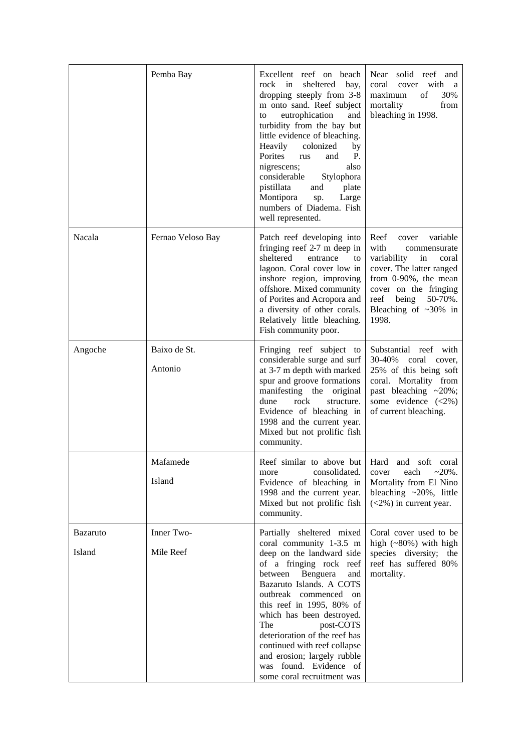| | | | |
|---|---|---|---|
| | Pemba Bay | Excellent reef on beach rock in sheltered bay, dropping steeply from 3-8 m onto sand. Reef subject to eutrophication and turbidity from the bay but little evidence of bleaching. Heavily colonized by Porites rus and P. nigrescens; also considerable Stylophora pistillata and plate Montipora sp. Large numbers of Diadema. Fish well represented. | Near solid reef and coral cover with a maximum of 30% mortality from bleaching in 1998. |
| Nacala | Fernao Veloso Bay | Patch reef developing into fringing reef 2-7 m deep in sheltered entrance to lagoon. Coral cover low in inshore region, improving offshore. Mixed community of Porites and Acropora and a diversity of other corals. Relatively little bleaching. Fish community poor. | Reef cover variable with commensurate variability in coral cover. The latter ranged from 0-90%, the mean cover on the fringing reef being 50-70%. Bleaching of ~30% in 1998. |
| Angoche | Baixo de St. Antonio | Fringing reef subject to considerable surge and surf at 3-7 m depth with marked spur and groove formations manifesting the original dune rock structure. Evidence of bleaching in 1998 and the current year. Mixed but not prolific fish community. | Substantial reef with 30-40% coral cover, 25% of this being soft coral. Mortality from past bleaching ~20%; some evidence (<2%) of current bleaching. |
| | Mafamede Island | Reef similar to above but more consolidated. Evidence of bleaching in 1998 and the current year. Mixed but not prolific fish community. | Hard and soft coral cover each ~20%. Mortality from El Nino bleaching ~20%, little (<2%) in current year. |
| Bazaruto Island | Inner Two-Mile Reef | Partially sheltered mixed coral community 1-3.5 m deep on the landward side of a fringing rock reef between Benguera and Bazaruto Islands. A COTS outbreak commenced on this reef in 1995, 80% of which has been destroyed. The post-COTS deterioration of the reef has continued with reef collapse and erosion; largely rubble was found. Evidence of some coral recruitment was | Coral cover used to be high (~80%) with high species diversity; the reef has suffered 80% mortality. |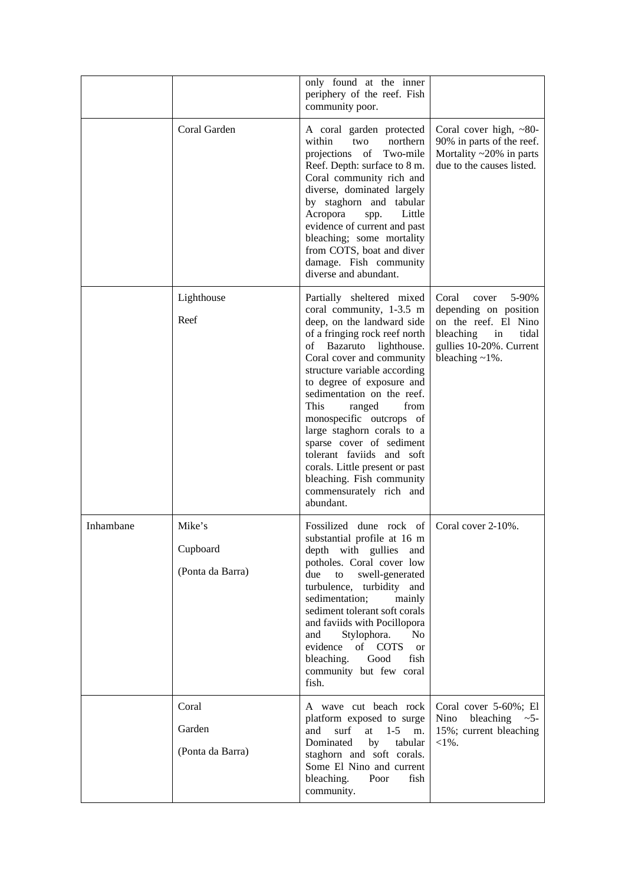| | | only found at the inner periphery of the reef. Fish community poor. | |
|---|---|---|---|
| | Coral Garden | A coral garden protected within two northern projections of Two-mile Reef. Depth: surface to 8 m. Coral community rich and diverse, dominated largely by staghorn and tabular Acropora spp. Little evidence of current and past bleaching; some mortality from COTS, boat and diver damage. Fish community diverse and abundant. | Coral cover high, ~80-90% in parts of the reef. Mortality ~20% in parts due to the causes listed. |
| | Lighthouse Reef | Partially sheltered mixed coral community, 1-3.5 m deep, on the landward side of a fringing rock reef north of Bazaruto lighthouse. Coral cover and community structure variable according to degree of exposure and sedimentation on the reef. This ranged from monospecific outcrops of large staghorn corals to a sparse cover of sediment tolerant faviids and soft corals. Little present or past bleaching. Fish community commensurately rich and abundant. | Coral cover 5-90% depending on position on the reef. El Nino bleaching in tidal gullies 10-20%. Current bleaching ~1%. |
| Inhambane | Mike's Cupboard (Ponta da Barra) | Fossilized dune rock of substantial profile at 16 m depth with gullies and potholes. Coral cover low due to swell-generated turbulence, turbidity and sedimentation; mainly sediment tolerant soft corals and faviids with Pocillopora and Stylophora. No evidence of COTS or bleaching. Good fish community but few coral fish. | Coral cover 2-10%. |
| | Coral Garden (Ponta da Barra) | A wave cut beach rock platform exposed to surge and surf at 1-5 m. Dominated by tabular staghorn and soft corals. Some El Nino and current bleaching. Poor fish community. | Coral cover 5-60%; El Nino bleaching ~5-15%; current bleaching <1%. |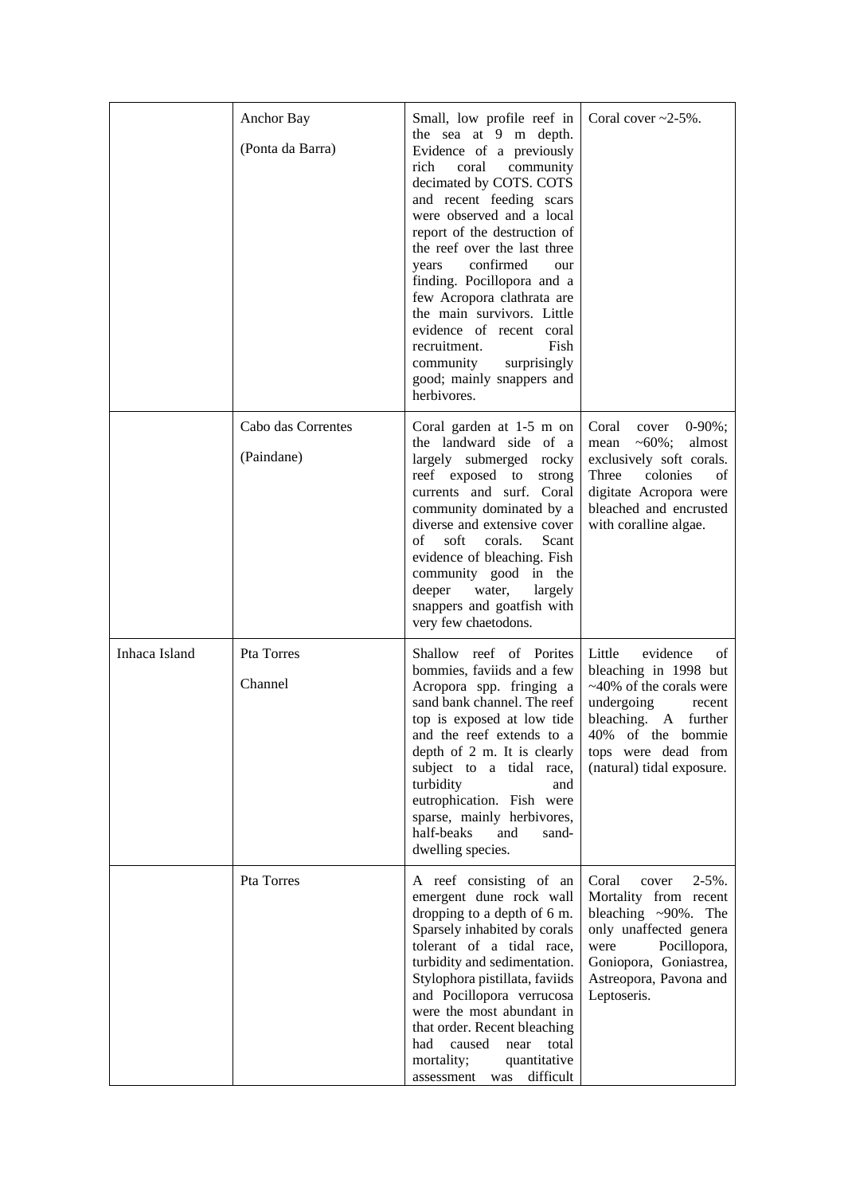|  |  |  |  |
|---|---|---|---|
|  | Anchor Bay<br><br>(Ponta da Barra) | Small, low profile reef in the sea at 9 m depth. Evidence of a previously rich coral community decimated by COTS. COTS and recent feeding scars were observed and a local report of the destruction of the reef over the last three years confirmed our finding. Pocillopora and a few Acropora clathrata are the main survivors. Little evidence of recent coral recruitment. Fish community surprisingly good; mainly snappers and herbivores. | Coral cover ~2-5%. |
|  | Cabo das Correntes<br><br>(Paindane) | Coral garden at 1-5 m on the landward side of a largely submerged rocky reef exposed to strong currents and surf. Coral community dominated by a diverse and extensive cover of soft corals. Scant evidence of bleaching. Fish community good in the deeper water, largely snappers and goatfish with very few chaetodons. | Coral cover 0-90%; mean ~60%; almost exclusively soft corals. Three colonies of digitate Acropora were bleached and encrusted with coralline algae. |
| Inhaca Island | Pta Torres<br><br>Channel | Shallow reef of Porites bommies, faviids and a few Acropora spp. fringing a sand bank channel. The reef top is exposed at low tide and the reef extends to a depth of 2 m. It is clearly subject to a tidal race, turbidity and eutrophication. Fish were sparse, mainly herbivores, half-beaks and sand-dwelling species. | Little evidence of bleaching in 1998 but ~40% of the corals were undergoing recent bleaching. A further 40% of the bommie tops were dead from (natural) tidal exposure. |
|  | Pta Torres | A reef consisting of an emergent dune rock wall dropping to a depth of 6 m. Sparsely inhabited by corals tolerant of a tidal race, turbidity and sedimentation. Stylophora pistillata, faviids and Pocillopora verrucosa were the most abundant in that order. Recent bleaching had caused near total mortality; quantitative assessment was difficult | Coral cover 2-5%. Mortality from recent bleaching ~90%. The only unaffected genera were Pocillopora, Goniopora, Goniastrea, Astreopora, Pavona and Leptoseris. |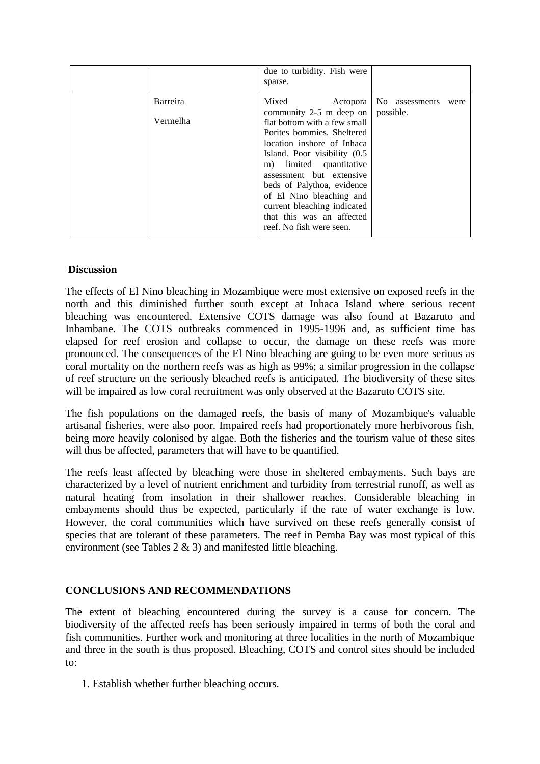|  |  | due to turbidity. Fish were sparse. |  |
|---|---|---|---|
|  | Barreira Vermelha | Mixed Acropora community 2-5 m deep on flat bottom with a few small Porites bommies. Sheltered location inshore of Inhaca Island. Poor visibility (0.5 m) limited quantitative assessment but extensive beds of Palythoa, evidence of El Nino bleaching and current bleaching indicated that this was an affected reef. No fish were seen. | No assessments were possible. |

**Discussion**

The effects of El Nino bleaching in Mozambique were most extensive on exposed reefs in the north and this diminished further south except at Inhaca Island where serious recent bleaching was encountered. Extensive COTS damage was also found at Bazaruto and Inhambane. The COTS outbreaks commenced in 1995-1996 and, as sufficient time has elapsed for reef erosion and collapse to occur, the damage on these reefs was more pronounced. The consequences of the El Nino bleaching are going to be even more serious as coral mortality on the northern reefs was as high as 99%; a similar progression in the collapse of reef structure on the seriously bleached reefs is anticipated. The biodiversity of these sites will be impaired as low coral recruitment was only observed at the Bazaruto COTS site.

The fish populations on the damaged reefs, the basis of many of Mozambique's valuable artisanal fisheries, were also poor. Impaired reefs had proportionately more herbivorous fish, being more heavily colonised by algae. Both the fisheries and the tourism value of these sites will thus be affected, parameters that will have to be quantified.

The reefs least affected by bleaching were those in sheltered embayments. Such bays are characterized by a level of nutrient enrichment and turbidity from terrestrial runoff, as well as natural heating from insolation in their shallower reaches. Considerable bleaching in embayments should thus be expected, particularly if the rate of water exchange is low. However, the coral communities which have survived on these reefs generally consist of species that are tolerant of these parameters. The reef in Pemba Bay was most typical of this environment (see Tables 2 & 3) and manifested little bleaching.

## CONCLUSIONS AND RECOMMENDATIONS

The extent of bleaching encountered during the survey is a cause for concern. The biodiversity of the affected reefs has been seriously impaired in terms of both the coral and fish communities. Further work and monitoring at three localities in the north of Mozambique and three in the south is thus proposed. Bleaching, COTS and control sites should be included to:

1. Establish whether further bleaching occurs.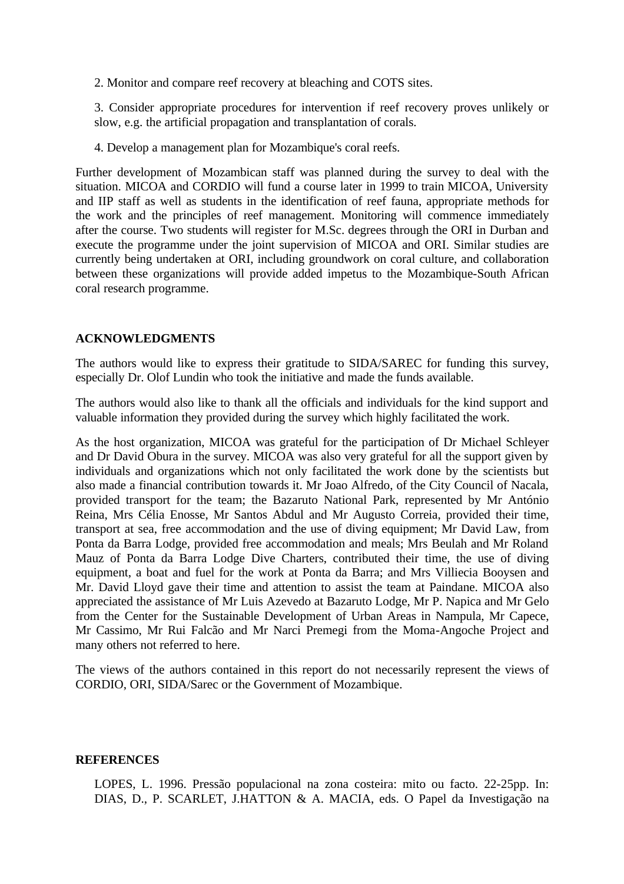2. Monitor and compare reef recovery at bleaching and COTS sites.

3. Consider appropriate procedures for intervention if reef recovery proves unlikely or slow, e.g. the artificial propagation and transplantation of corals.

4. Develop a management plan for Mozambique's coral reefs.

Further development of Mozambican staff was planned during the survey to deal with the situation. MICOA and CORDIO will fund a course later in 1999 to train MICOA, University and IIP staff as well as students in the identification of reef fauna, appropriate methods for the work and the principles of reef management. Monitoring will commence immediately after the course. Two students will register for M.Sc. degrees through the ORI in Durban and execute the programme under the joint supervision of MICOA and ORI. Similar studies are currently being undertaken at ORI, including groundwork on coral culture, and collaboration between these organizations will provide added impetus to the Mozambique-South African coral research programme.

## ACKNOWLEDGMENTS

The authors would like to express their gratitude to SIDA/SAREC for funding this survey, especially Dr. Olof Lundin who took the initiative and made the funds available.

The authors would also like to thank all the officials and individuals for the kind support and valuable information they provided during the survey which highly facilitated the work.

As the host organization, MICOA was grateful for the participation of Dr Michael Schleyer and Dr David Obura in the survey. MICOA was also very grateful for all the support given by individuals and organizations which not only facilitated the work done by the scientists but also made a financial contribution towards it. Mr Joao Alfredo, of the City Council of Nacala, provided transport for the team; the Bazaruto National Park, represented by Mr António Reina, Mrs Célia Enosse, Mr Santos Abdul and Mr Augusto Correia, provided their time, transport at sea, free accommodation and the use of diving equipment; Mr David Law, from Ponta da Barra Lodge, provided free accommodation and meals; Mrs Beulah and Mr Roland Mauz of Ponta da Barra Lodge Dive Charters, contributed their time, the use of diving equipment, a boat and fuel for the work at Ponta da Barra; and Mrs Villiecia Booysen and Mr. David Lloyd gave their time and attention to assist the team at Paindane. MICOA also appreciated the assistance of Mr Luis Azevedo at Bazaruto Lodge, Mr P. Napica and Mr Gelo from the Center for the Sustainable Development of Urban Areas in Nampula, Mr Capece, Mr Cassimo, Mr Rui Falcão and Mr Narci Premegi from the Moma-Angoche Project and many others not referred to here.

The views of the authors contained in this report do not necessarily represent the views of CORDIO, ORI, SIDA/Sarec or the Government of Mozambique.

## REFERENCES

LOPES, L. 1996. Pressão populacional na zona costeira: mito ou facto. 22-25pp. In: DIAS, D., P. SCARLET, J.HATTON & A. MACIA, eds. O Papel da Investigação na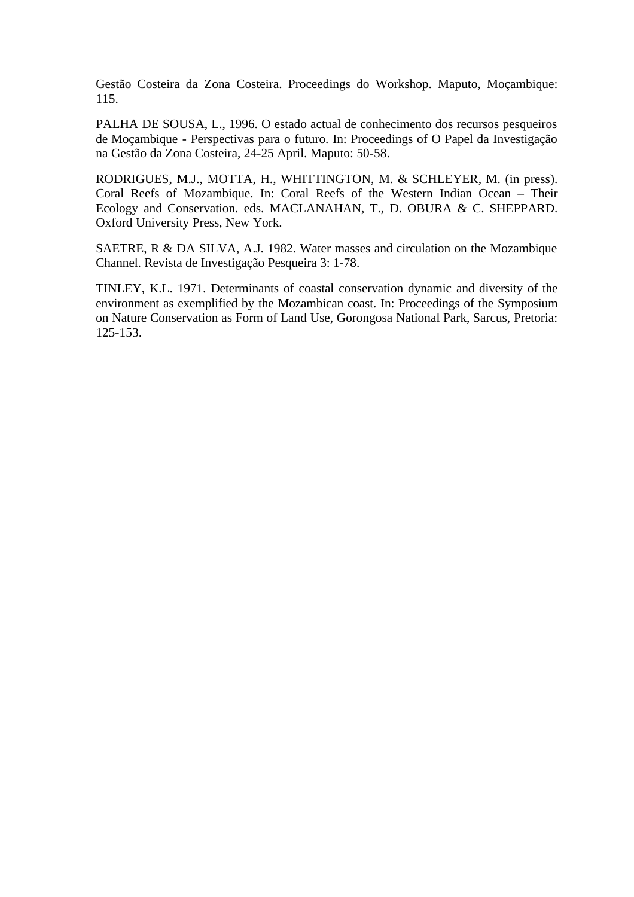Gestão Costeira da Zona Costeira. Proceedings do Workshop. Maputo, Moçambique: 115.

PALHA DE SOUSA, L., 1996. O estado actual de conhecimento dos recursos pesqueiros de Moçambique - Perspectivas para o futuro. In: Proceedings of O Papel da Investigação na Gestão da Zona Costeira, 24-25 April. Maputo: 50-58.

RODRIGUES, M.J., MOTTA, H., WHITTINGTON, M. & SCHLEYER, M. (in press). Coral Reefs of Mozambique. In: Coral Reefs of the Western Indian Ocean – Their Ecology and Conservation. eds. MACLANAHAN, T., D. OBURA & C. SHEPPARD. Oxford University Press, New York.

SAETRE, R & DA SILVA, A.J. 1982. Water masses and circulation on the Mozambique Channel. Revista de Investigação Pesqueira 3: 1-78.

TINLEY, K.L. 1971. Determinants of coastal conservation dynamic and diversity of the environment as exemplified by the Mozambican coast. In: Proceedings of the Symposium on Nature Conservation as Form of Land Use, Gorongosa National Park, Sarcus, Pretoria: 125-153.